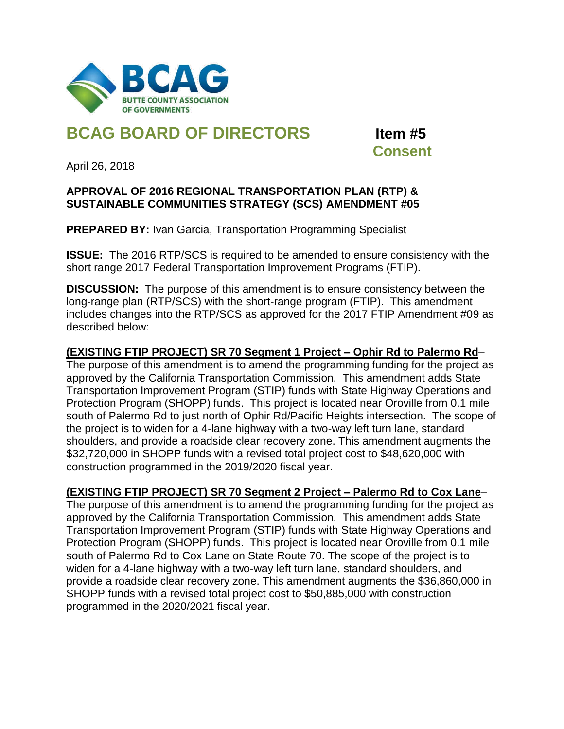BCAG

BUTTE COUNTY ASSOCIATION OF GOVERNMENTS

# BCAG BOARD OF DIRECTORS

**Item #5**
**Consent**

April 26, 2018

**APPROVAL OF 2016 REGIONAL TRANSPORTATION PLAN (RTP) & SUSTAINABLE COMMUNITIES STRATEGY (SCS) AMENDMENT #05**

**PREPARED BY:** Ivan Garcia, Transportation Programming Specialist

**ISSUE:** The 2016 RTP/SCS is required to be amended to ensure consistency with the short range 2017 Federal Transportation Improvement Programs (FTIP).

**DISCUSSION:** The purpose of this amendment is to ensure consistency between the long-range plan (RTP/SCS) with the short-range program (FTIP). This amendment includes changes into the RTP/SCS as approved for the 2017 FTIP Amendment #09 as described below:

**(EXISTING FTIP PROJECT) SR 70 Segment 1 Project – Ophir Rd to Palermo Rd**– The purpose of this amendment is to amend the programming funding for the project as approved by the California Transportation Commission. This amendment adds State Transportation Improvement Program (STIP) funds with State Highway Operations and Protection Program (SHOPP) funds. This project is located near Oroville from 0.1 mile south of Palermo Rd to just north of Ophir Rd/Pacific Heights intersection. The scope of the project is to widen for a 4-lane highway with a two-way left turn lane, standard shoulders, and provide a roadside clear recovery zone. This amendment augments the $32,720,000 in SHOPP funds with a revised total project cost to $48,620,000 with construction programmed in the 2019/2020 fiscal year.

**(EXISTING FTIP PROJECT) SR 70 Segment 2 Project – Palermo Rd to Cox Lane**– The purpose of this amendment is to amend the programming funding for the project as approved by the California Transportation Commission. This amendment adds State Transportation Improvement Program (STIP) funds with State Highway Operations and Protection Program (SHOPP) funds. This project is located near Oroville from 0.1 mile south of Palermo Rd to Cox Lane on State Route 70. The scope of the project is to widen for a 4-lane highway with a two-way left turn lane, standard shoulders, and provide a roadside clear recovery zone. This amendment augments the $36,860,000 in SHOPP funds with a revised total project cost to $50,885,000 with construction programmed in the 2020/2021 fiscal year.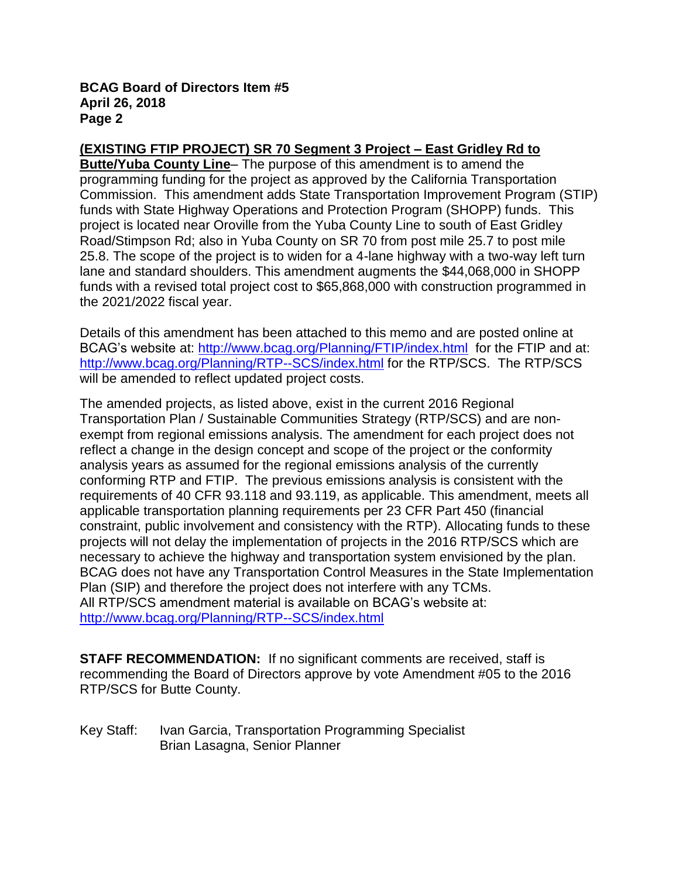**(EXISTING FTIP PROJECT) SR 70 Segment 3 Project – East Gridley Rd to Butte/Yuba County Line**– The purpose of this amendment is to amend the programming funding for the project as approved by the California Transportation Commission. This amendment adds State Transportation Improvement Program (STIP) funds with State Highway Operations and Protection Program (SHOPP) funds. This project is located near Oroville from the Yuba County Line to south of East Gridley Road/Stimpson Rd; also in Yuba County on SR 70 from post mile 25.7 to post mile 25.8. The scope of the project is to widen for a 4-lane highway with a two-way left turn lane and standard shoulders. This amendment augments the $44,068,000 in SHOPP funds with a revised total project cost to $65,868,000 with construction programmed in the 2021/2022 fiscal year.

Details of this amendment has been attached to this memo and are posted online at BCAG's website at: http://www.bcag.org/Planning/FTIP/index.html for the FTIP and at: http://www.bcag.org/Planning/RTP--SCS/index.html for the RTP/SCS. The RTP/SCS will be amended to reflect updated project costs.

The amended projects, as listed above, exist in the current 2016 Regional Transportation Plan / Sustainable Communities Strategy (RTP/SCS) and are non-exempt from regional emissions analysis. The amendment for each project does not reflect a change in the design concept and scope of the project or the conformity analysis years as assumed for the regional emissions analysis of the currently conforming RTP and FTIP. The previous emissions analysis is consistent with the requirements of 40 CFR 93.118 and 93.119, as applicable. This amendment, meets all applicable transportation planning requirements per 23 CFR Part 450 (financial constraint, public involvement and consistency with the RTP). Allocating funds to these projects will not delay the implementation of projects in the 2016 RTP/SCS which are necessary to achieve the highway and transportation system envisioned by the plan. BCAG does not have any Transportation Control Measures in the State Implementation Plan (SIP) and therefore the project does not interfere with any TCMs.
All RTP/SCS amendment material is available on BCAG's website at: http://www.bcag.org/Planning/RTP--SCS/index.html

**STAFF RECOMMENDATION:** If no significant comments are received, staff is recommending the Board of Directors approve by vote Amendment #05 to the 2016 RTP/SCS for Butte County.

Key Staff: Ivan Garcia, Transportation Programming Specialist
Brian Lasagna, Senior Planner